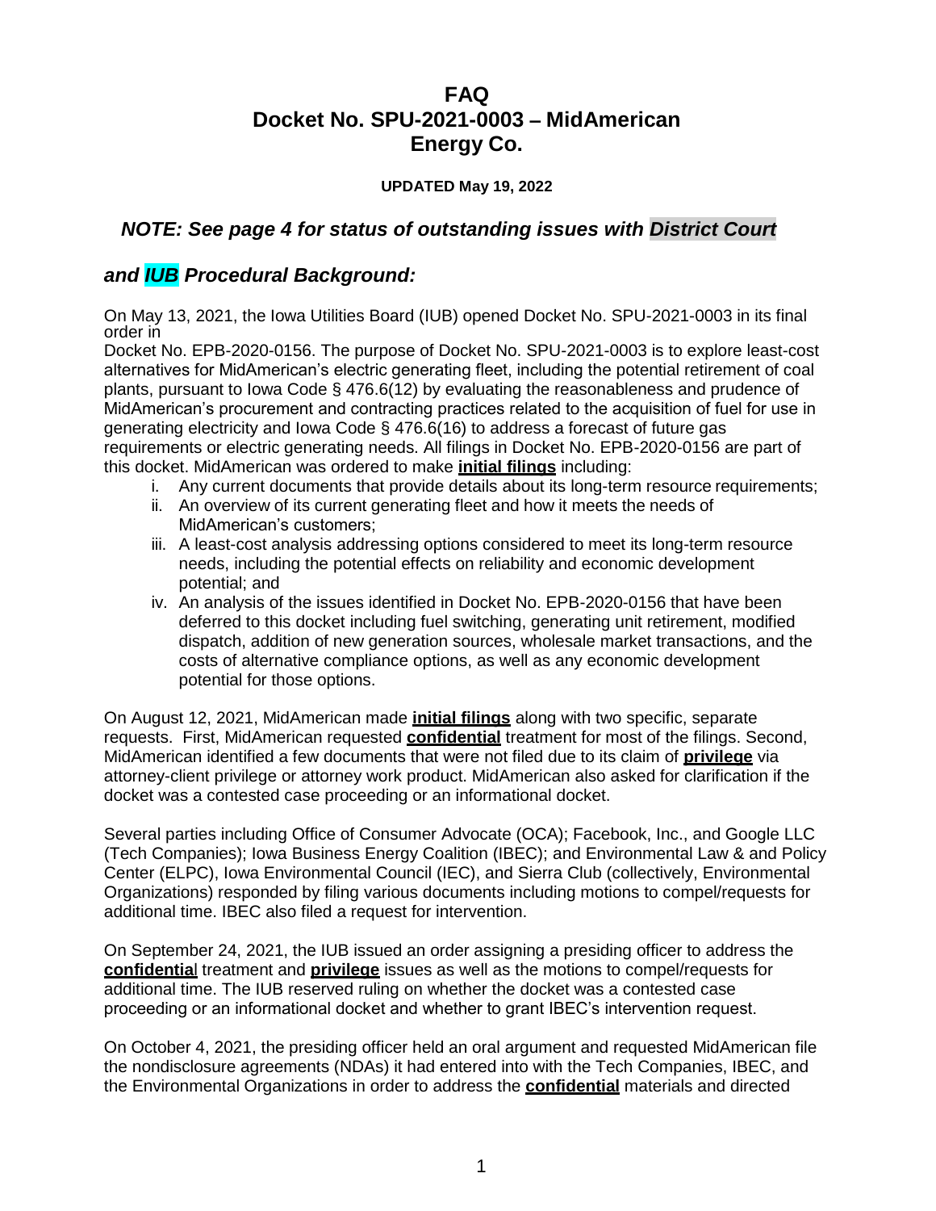# FAQ
# Docket No. SPU-2021-0003 – MidAmerican Energy Co.

**UPDATED May 19, 2022**

## *NOTE: See page 4 for status of outstanding issues with District Court and IUB Procedural Background:*

On May 13, 2021, the Iowa Utilities Board (IUB) opened Docket No. SPU-2021-0003 in its final order in Docket No. EPB-2020-0156. The purpose of Docket No. SPU-2021-0003 is to explore least-cost alternatives for MidAmerican's electric generating fleet, including the potential retirement of coal plants, pursuant to Iowa Code § 476.6(12) by evaluating the reasonableness and prudence of MidAmerican's procurement and contracting practices related to the acquisition of fuel for use in generating electricity and Iowa Code § 476.6(16) to address a forecast of future gas requirements or electric generating needs. All filings in Docket No. EPB-2020-0156 are part of this docket. MidAmerican was ordered to make **initial filings** including:

- i. Any current documents that provide details about its long-term resource requirements;
- ii. An overview of its current generating fleet and how it meets the needs of MidAmerican's customers;
- iii. A least-cost analysis addressing options considered to meet its long-term resource needs, including the potential effects on reliability and economic development potential; and
- iv. An analysis of the issues identified in Docket No. EPB-2020-0156 that have been deferred to this docket including fuel switching, generating unit retirement, modified dispatch, addition of new generation sources, wholesale market transactions, and the costs of alternative compliance options, as well as any economic development potential for those options.

On August 12, 2021, MidAmerican made **initial filings** along with two specific, separate requests. First, MidAmerican requested **confidential** treatment for most of the filings. Second, MidAmerican identified a few documents that were not filed due to its claim of **privilege** via attorney-client privilege or attorney work product. MidAmerican also asked for clarification if the docket was a contested case proceeding or an informational docket.

Several parties including Office of Consumer Advocate (OCA); Facebook, Inc., and Google LLC (Tech Companies); Iowa Business Energy Coalition (IBEC); and Environmental Law & and Policy Center (ELPC), Iowa Environmental Council (IEC), and Sierra Club (collectively, Environmental Organizations) responded by filing various documents including motions to compel/requests for additional time. IBEC also filed a request for intervention.

On September 24, 2021, the IUB issued an order assigning a presiding officer to address the **confidential** treatment and **privilege** issues as well as the motions to compel/requests for additional time. The IUB reserved ruling on whether the docket was a contested case proceeding or an informational docket and whether to grant IBEC's intervention request.

On October 4, 2021, the presiding officer held an oral argument and requested MidAmerican file the nondisclosure agreements (NDAs) it had entered into with the Tech Companies, IBEC, and the Environmental Organizations in order to address the **confidential** materials and directed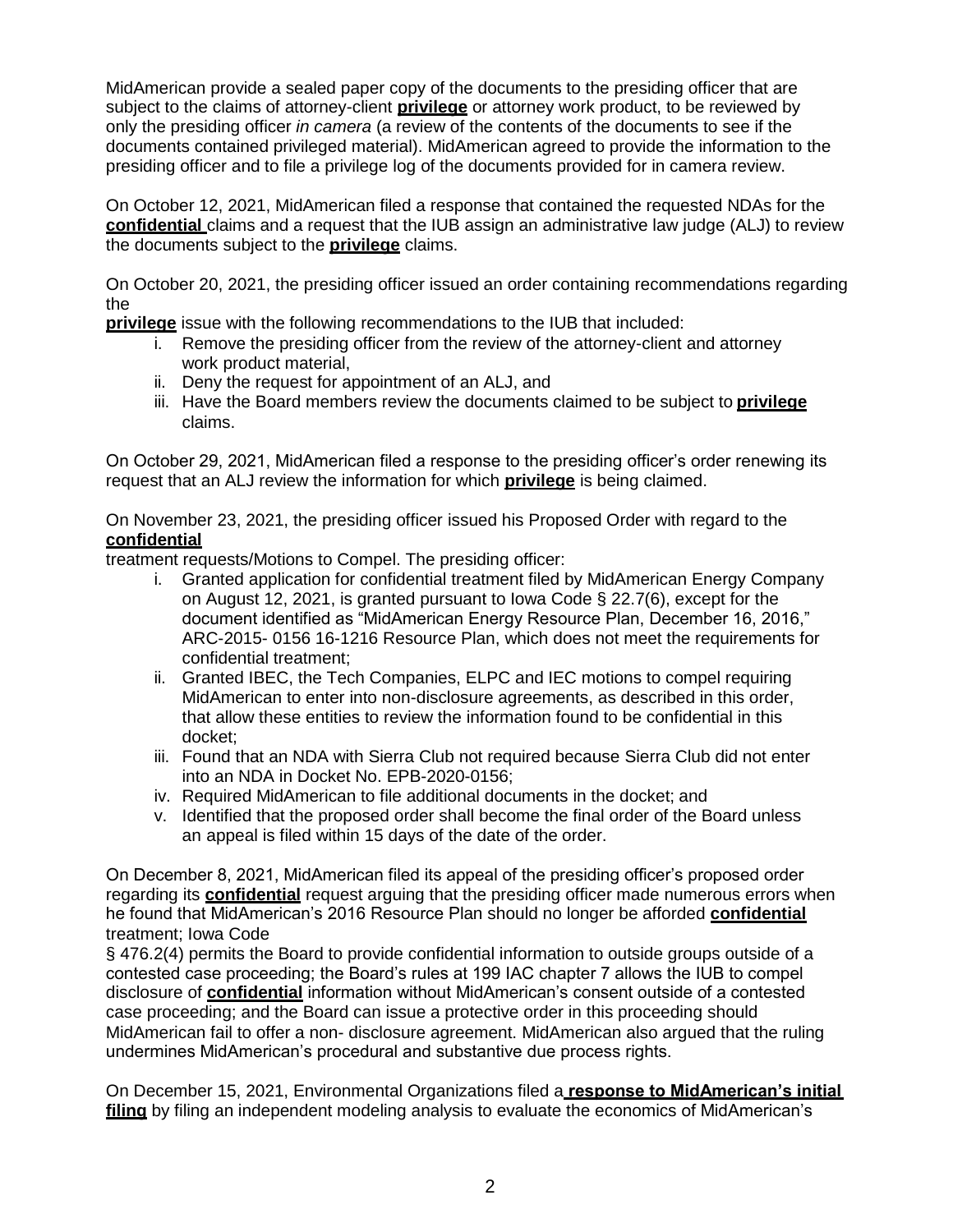MidAmerican provide a sealed paper copy of the documents to the presiding officer that are subject to the claims of attorney-client **privilege** or attorney work product, to be reviewed by only the presiding officer *in camera* (a review of the contents of the documents to see if the documents contained privileged material). MidAmerican agreed to provide the information to the presiding officer and to file a privilege log of the documents provided for in camera review.

On October 12, 2021, MidAmerican filed a response that contained the requested NDAs for the **confidential** claims and a request that the IUB assign an administrative law judge (ALJ) to review the documents subject to the **privilege** claims.

On October 20, 2021, the presiding officer issued an order containing recommendations regarding the **privilege** issue with the following recommendations to the IUB that included:

i. Remove the presiding officer from the review of the attorney-client and attorney work product material,
ii. Deny the request for appointment of an ALJ, and
iii. Have the Board members review the documents claimed to be subject to **privilege** claims.

On October 29, 2021, MidAmerican filed a response to the presiding officer's order renewing its request that an ALJ review the information for which **privilege** is being claimed.

On November 23, 2021, the presiding officer issued his Proposed Order with regard to the **confidential** treatment requests/Motions to Compel. The presiding officer:

i. Granted application for confidential treatment filed by MidAmerican Energy Company on August 12, 2021, is granted pursuant to Iowa Code § 22.7(6), except for the document identified as "MidAmerican Energy Resource Plan, December 16, 2016," ARC-2015- 0156 16-1216 Resource Plan, which does not meet the requirements for confidential treatment;
ii. Granted IBEC, the Tech Companies, ELPC and IEC motions to compel requiring MidAmerican to enter into non-disclosure agreements, as described in this order, that allow these entities to review the information found to be confidential in this docket;
iii. Found that an NDA with Sierra Club not required because Sierra Club did not enter into an NDA in Docket No. EPB-2020-0156;
iv. Required MidAmerican to file additional documents in the docket; and
v. Identified that the proposed order shall become the final order of the Board unless an appeal is filed within 15 days of the date of the order.

On December 8, 2021, MidAmerican filed its appeal of the presiding officer's proposed order regarding its **confidential** request arguing that the presiding officer made numerous errors when he found that MidAmerican's 2016 Resource Plan should no longer be afforded **confidential** treatment; Iowa Code § 476.2(4) permits the Board to provide confidential information to outside groups outside of a contested case proceeding; the Board's rules at 199 IAC chapter 7 allows the IUB to compel disclosure of **confidential** information without MidAmerican's consent outside of a contested case proceeding; and the Board can issue a protective order in this proceeding should MidAmerican fail to offer a non- disclosure agreement. MidAmerican also argued that the ruling undermines MidAmerican's procedural and substantive due process rights.

On December 15, 2021, Environmental Organizations filed a **response to MidAmerican's initial filing** by filing an independent modeling analysis to evaluate the economics of MidAmerican's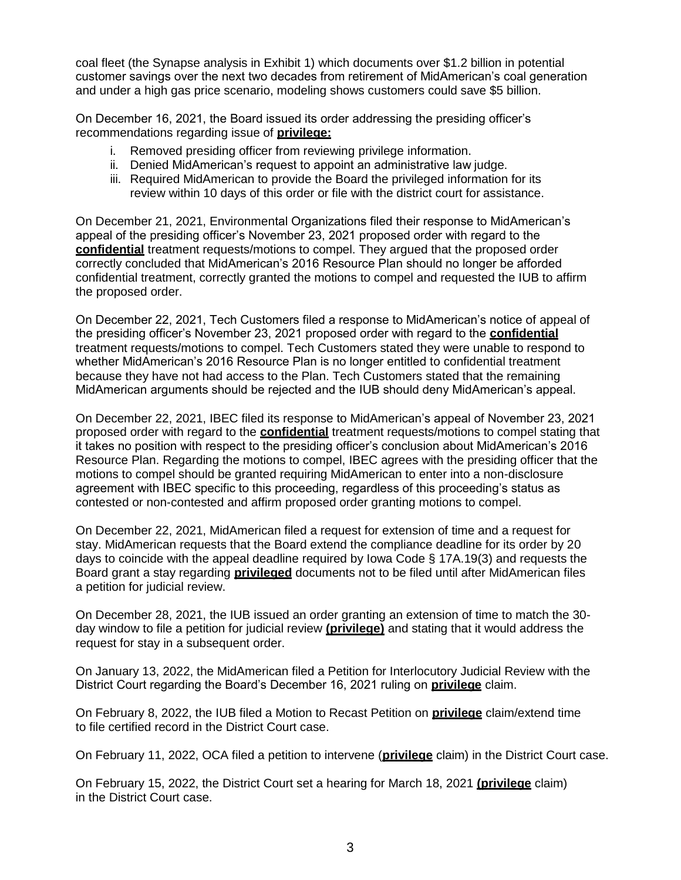coal fleet (the Synapse analysis in Exhibit 1) which documents over $1.2 billion in potential customer savings over the next two decades from retirement of MidAmerican's coal generation and under a high gas price scenario, modeling shows customers could save $5 billion.

On December 16, 2021, the Board issued its order addressing the presiding officer's recommendations regarding issue of **privilege:**

i. Removed presiding officer from reviewing privilege information.
ii. Denied MidAmerican's request to appoint an administrative law judge.
iii. Required MidAmerican to provide the Board the privileged information for its review within 10 days of this order or file with the district court for assistance.

On December 21, 2021, Environmental Organizations filed their response to MidAmerican's appeal of the presiding officer's November 23, 2021 proposed order with regard to the **confidential** treatment requests/motions to compel. They argued that the proposed order correctly concluded that MidAmerican's 2016 Resource Plan should no longer be afforded confidential treatment, correctly granted the motions to compel and requested the IUB to affirm the proposed order.

On December 22, 2021, Tech Customers filed a response to MidAmerican's notice of appeal of the presiding officer's November 23, 2021 proposed order with regard to the **confidential** treatment requests/motions to compel. Tech Customers stated they were unable to respond to whether MidAmerican's 2016 Resource Plan is no longer entitled to confidential treatment because they have not had access to the Plan. Tech Customers stated that the remaining MidAmerican arguments should be rejected and the IUB should deny MidAmerican's appeal.

On December 22, 2021, IBEC filed its response to MidAmerican's appeal of November 23, 2021 proposed order with regard to the **confidential** treatment requests/motions to compel stating that it takes no position with respect to the presiding officer's conclusion about MidAmerican's 2016 Resource Plan. Regarding the motions to compel, IBEC agrees with the presiding officer that the motions to compel should be granted requiring MidAmerican to enter into a non-disclosure agreement with IBEC specific to this proceeding, regardless of this proceeding's status as contested or non-contested and affirm proposed order granting motions to compel.

On December 22, 2021, MidAmerican filed a request for extension of time and a request for stay. MidAmerican requests that the Board extend the compliance deadline for its order by 20 days to coincide with the appeal deadline required by Iowa Code § 17A.19(3) and requests the Board grant a stay regarding **privileged** documents not to be filed until after MidAmerican files a petition for judicial review.

On December 28, 2021, the IUB issued an order granting an extension of time to match the 30-day window to file a petition for judicial review **(privilege)** and stating that it would address the request for stay in a subsequent order.

On January 13, 2022, the MidAmerican filed a Petition for Interlocutory Judicial Review with the District Court regarding the Board's December 16, 2021 ruling on **privilege** claim.

On February 8, 2022, the IUB filed a Motion to Recast Petition on **privilege** claim/extend time to file certified record in the District Court case.

On February 11, 2022, OCA filed a petition to intervene (**privilege** claim) in the District Court case.

On February 15, 2022, the District Court set a hearing for March 18, 2021 **(privilege** claim) in the District Court case.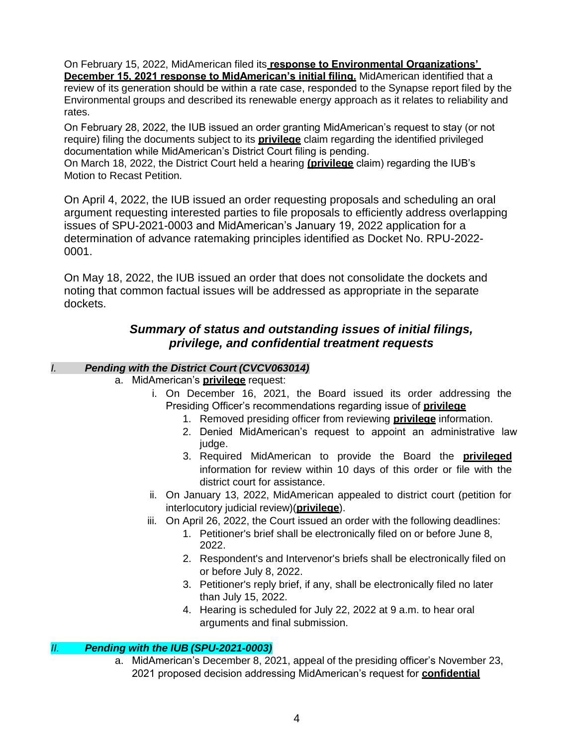On February 15, 2022, MidAmerican filed its **response to Environmental Organizations' December 15, 2021 response to MidAmerican's initial filing.** MidAmerican identified that a review of its generation should be within a rate case, responded to the Synapse report filed by the Environmental groups and described its renewable energy approach as it relates to reliability and rates.

On February 28, 2022, the IUB issued an order granting MidAmerican's request to stay (or not require) filing the documents subject to its **privilege** claim regarding the identified privileged documentation while MidAmerican's District Court filing is pending.

On March 18, 2022, the District Court held a hearing **(privilege** claim) regarding the IUB's Motion to Recast Petition.

On April 4, 2022, the IUB issued an order requesting proposals and scheduling an oral argument requesting interested parties to file proposals to efficiently address overlapping issues of SPU-2021-0003 and MidAmerican's January 19, 2022 application for a determination of advance ratemaking principles identified as Docket No. RPU-2022-0001.

On May 18, 2022, the IUB issued an order that does not consolidate the dockets and noting that common factual issues will be addressed as appropriate in the separate dockets.

## *Summary of status and outstanding issues of initial filings, privilege, and confidential treatment requests*

### *I. Pending with the District Court (CVCV063014)*

a. MidAmerican's **privilege** request:
   i. On December 16, 2021, the Board issued its order addressing the Presiding Officer's recommendations regarding issue of **privilege**
      1. Removed presiding officer from reviewing **privilege** information.
      2. Denied MidAmerican's request to appoint an administrative law judge.
      3. Required MidAmerican to provide the Board the **privileged** information for review within 10 days of this order or file with the district court for assistance.
   ii. On January 13, 2022, MidAmerican appealed to district court (petition for interlocutory judicial review)(**privilege**).
   iii. On April 26, 2022, the Court issued an order with the following deadlines:
      1. Petitioner's brief shall be electronically filed on or before June 8, 2022.
      2. Respondent's and Intervenor's briefs shall be electronically filed on or before July 8, 2022.
      3. Petitioner's reply brief, if any, shall be electronically filed no later than July 15, 2022.
      4. Hearing is scheduled for July 22, 2022 at 9 a.m. to hear oral arguments and final submission.

### *II. Pending with the IUB (SPU-2021-0003)*

a. MidAmerican's December 8, 2021, appeal of the presiding officer's November 23, 2021 proposed decision addressing MidAmerican's request for **confidential**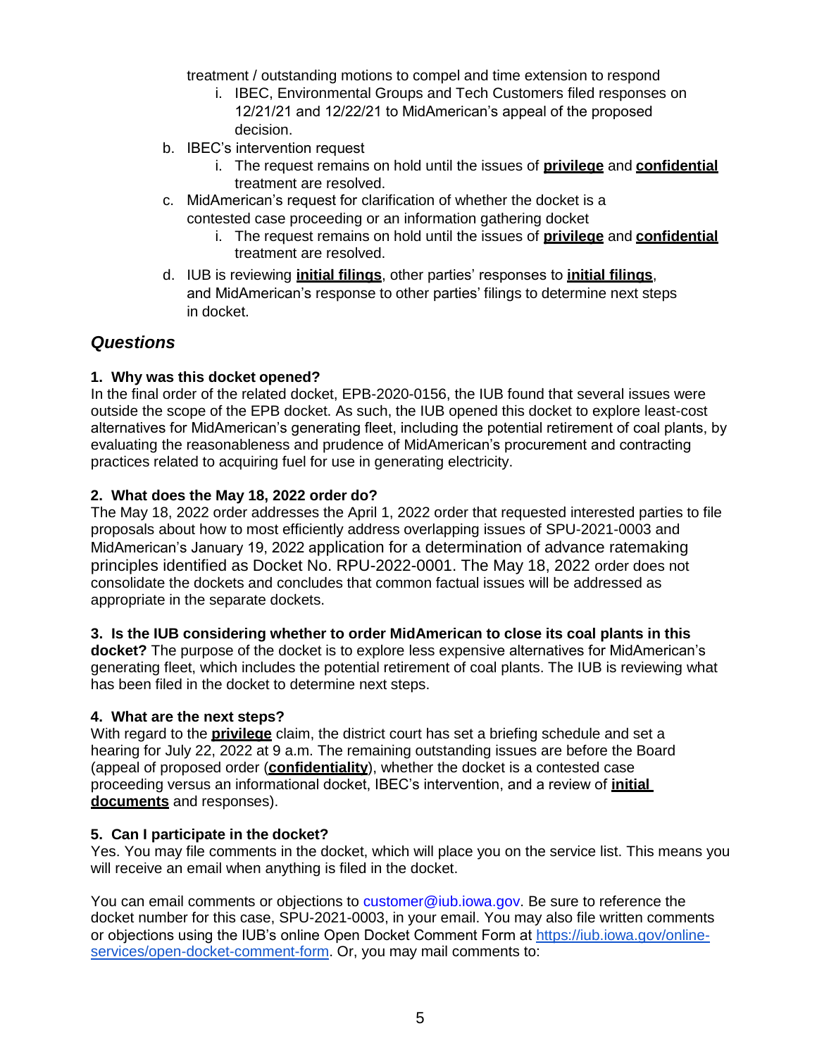treatment / outstanding motions to compel and time extension to respond

   i. IBEC, Environmental Groups and Tech Customers filed responses on 12/21/21 and 12/22/21 to MidAmerican's appeal of the proposed decision.

b. IBEC's intervention request
   i. The request remains on hold until the issues of **privilege** and **confidential** treatment are resolved.

c. MidAmerican's request for clarification of whether the docket is a contested case proceeding or an information gathering docket
   i. The request remains on hold until the issues of **privilege** and **confidential** treatment are resolved.

d. IUB is reviewing **initial filings**, other parties' responses to **initial filings**, and MidAmerican's response to other parties' filings to determine next steps in docket.

## *Questions*

**1. Why was this docket opened?**
In the final order of the related docket, EPB-2020-0156, the IUB found that several issues were outside the scope of the EPB docket. As such, the IUB opened this docket to explore least-cost alternatives for MidAmerican's generating fleet, including the potential retirement of coal plants, by evaluating the reasonableness and prudence of MidAmerican's procurement and contracting practices related to acquiring fuel for use in generating electricity.

**2. What does the May 18, 2022 order do?**
The May 18, 2022 order addresses the April 1, 2022 order that requested interested parties to file proposals about how to most efficiently address overlapping issues of SPU-2021-0003 and MidAmerican's January 19, 2022 application for a determination of advance ratemaking principles identified as Docket No. RPU-2022-0001. The May 18, 2022 order does not consolidate the dockets and concludes that common factual issues will be addressed as appropriate in the separate dockets.

**3. Is the IUB considering whether to order MidAmerican to close its coal plants in this docket?** The purpose of the docket is to explore less expensive alternatives for MidAmerican's generating fleet, which includes the potential retirement of coal plants. The IUB is reviewing what has been filed in the docket to determine next steps.

**4. What are the next steps?**
With regard to the **privilege** claim, the district court has set a briefing schedule and set a hearing for July 22, 2022 at 9 a.m. The remaining outstanding issues are before the Board (appeal of proposed order (**confidentiality**), whether the docket is a contested case proceeding versus an informational docket, IBEC's intervention, and a review of **initial documents** and responses).

**5. Can I participate in the docket?**
Yes. You may file comments in the docket, which will place you on the service list. This means you will receive an email when anything is filed in the docket.

You can email comments or objections to customer@iub.iowa.gov. Be sure to reference the docket number for this case, SPU-2021-0003, in your email. You may also file written comments or objections using the IUB's online Open Docket Comment Form at https://iub.iowa.gov/online-services/open-docket-comment-form. Or, you may mail comments to: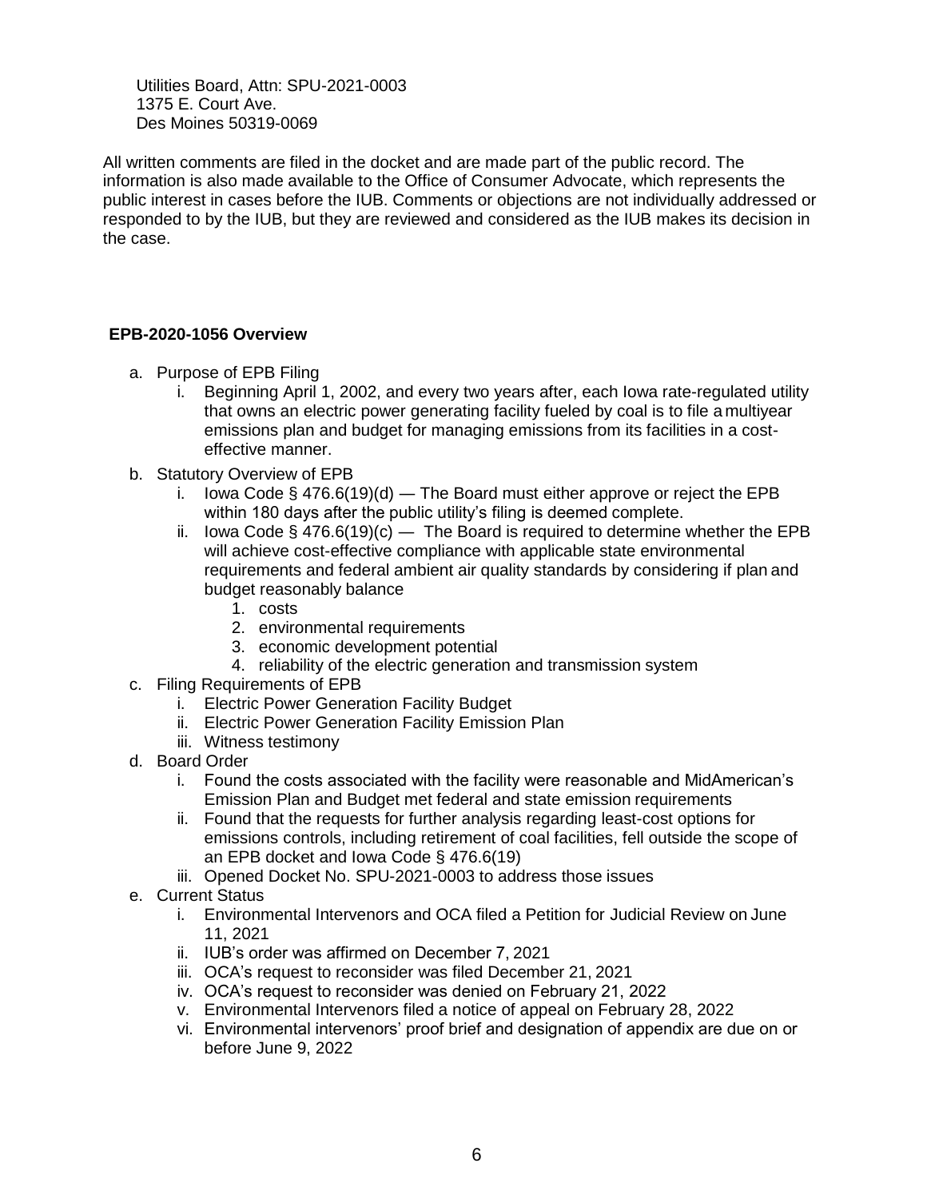Utilities Board, Attn: SPU-2021-0003
1375 E. Court Ave.
Des Moines 50319-0069

All written comments are filed in the docket and are made part of the public record. The information is also made available to the Office of Consumer Advocate, which represents the public interest in cases before the IUB. Comments or objections are not individually addressed or responded to by the IUB, but they are reviewed and considered as the IUB makes its decision in the case.

**EPB-2020-1056 Overview**

a. Purpose of EPB Filing
   i. Beginning April 1, 2002, and every two years after, each Iowa rate-regulated utility that owns an electric power generating facility fueled by coal is to file a multiyear emissions plan and budget for managing emissions from its facilities in a cost-effective manner.
b. Statutory Overview of EPB
   i. Iowa Code § 476.6(19)(d) — The Board must either approve or reject the EPB within 180 days after the public utility's filing is deemed complete.
   ii. Iowa Code § 476.6(19)(c) — The Board is required to determine whether the EPB will achieve cost-effective compliance with applicable state environmental requirements and federal ambient air quality standards by considering if plan and budget reasonably balance
      1. costs
      2. environmental requirements
      3. economic development potential
      4. reliability of the electric generation and transmission system
c. Filing Requirements of EPB
   i. Electric Power Generation Facility Budget
   ii. Electric Power Generation Facility Emission Plan
   iii. Witness testimony
d. Board Order
   i. Found the costs associated with the facility were reasonable and MidAmerican's Emission Plan and Budget met federal and state emission requirements
   ii. Found that the requests for further analysis regarding least-cost options for emissions controls, including retirement of coal facilities, fell outside the scope of an EPB docket and Iowa Code § 476.6(19)
   iii. Opened Docket No. SPU-2021-0003 to address those issues
e. Current Status
   i. Environmental Intervenors and OCA filed a Petition for Judicial Review on June 11, 2021
   ii. IUB's order was affirmed on December 7, 2021
   iii. OCA's request to reconsider was filed December 21, 2021
   iv. OCA's request to reconsider was denied on February 21, 2022
   v. Environmental Intervenors filed a notice of appeal on February 28, 2022
   vi. Environmental intervenors' proof brief and designation of appendix are due on or before June 9, 2022